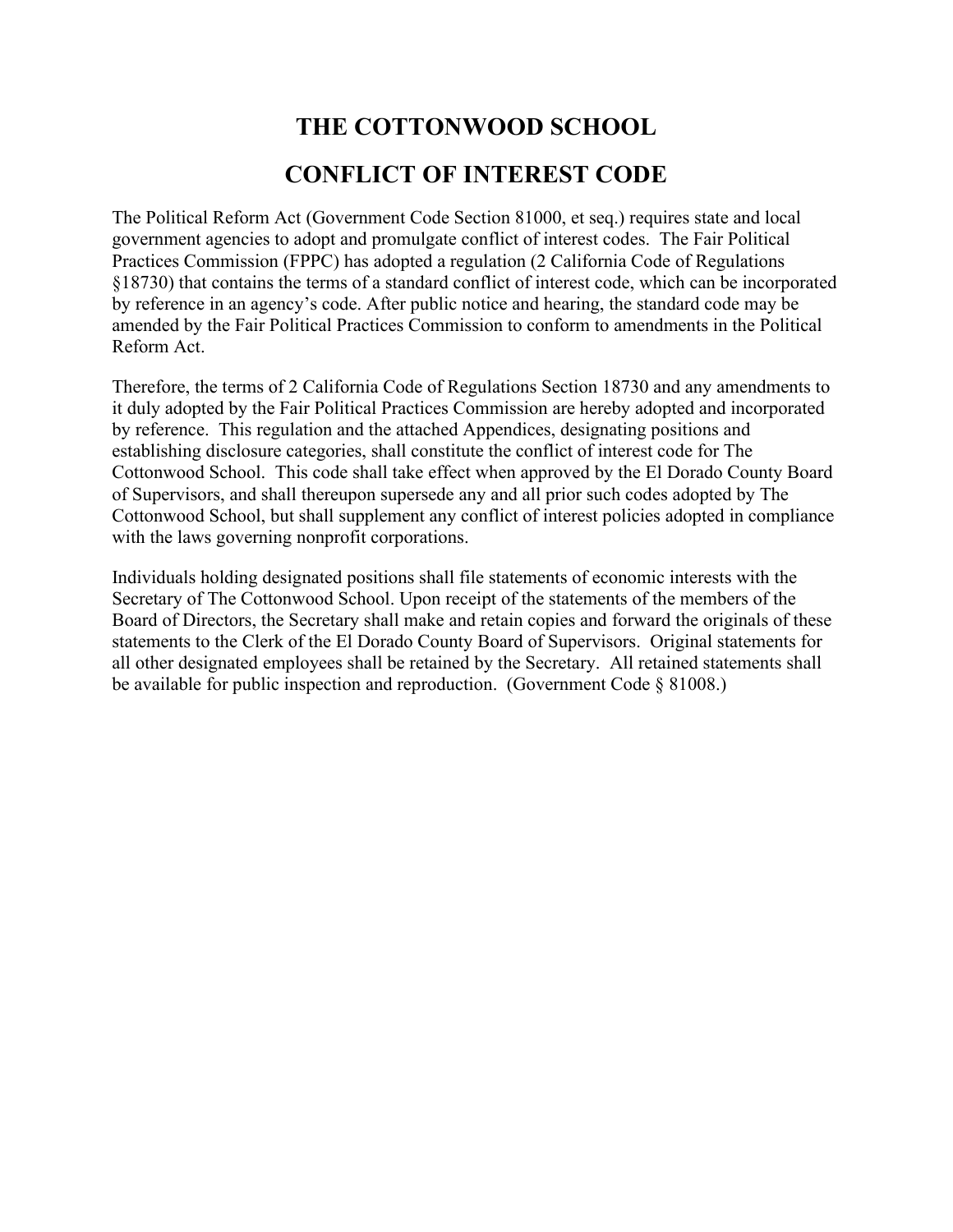# THE COTTONWOOD SCHOOL

# CONFLICT OF INTEREST CODE

The Political Reform Act (Government Code Section 81000, et seq.) requires state and local government agencies to adopt and promulgate conflict of interest codes. The Fair Political Practices Commission (FPPC) has adopted a regulation (2 California Code of Regulations §18730) that contains the terms of a standard conflict of interest code, which can be incorporated by reference in an agency's code. After public notice and hearing, the standard code may be amended by the Fair Political Practices Commission to conform to amendments in the Political Reform Act.

Therefore, the terms of 2 California Code of Regulations Section 18730 and any amendments to it duly adopted by the Fair Political Practices Commission are hereby adopted and incorporated by reference. This regulation and the attached Appendices, designating positions and establishing disclosure categories, shall constitute the conflict of interest code for The Cottonwood School. This code shall take effect when approved by the El Dorado County Board of Supervisors, and shall thereupon supersede any and all prior such codes adopted by The Cottonwood School, but shall supplement any conflict of interest policies adopted in compliance with the laws governing nonprofit corporations.

Individuals holding designated positions shall file statements of economic interests with the Secretary of The Cottonwood School. Upon receipt of the statements of the members of the Board of Directors, the Secretary shall make and retain copies and forward the originals of these statements to the Clerk of the El Dorado County Board of Supervisors. Original statements for all other designated employees shall be retained by the Secretary. All retained statements shall be available for public inspection and reproduction. (Government Code § 81008.)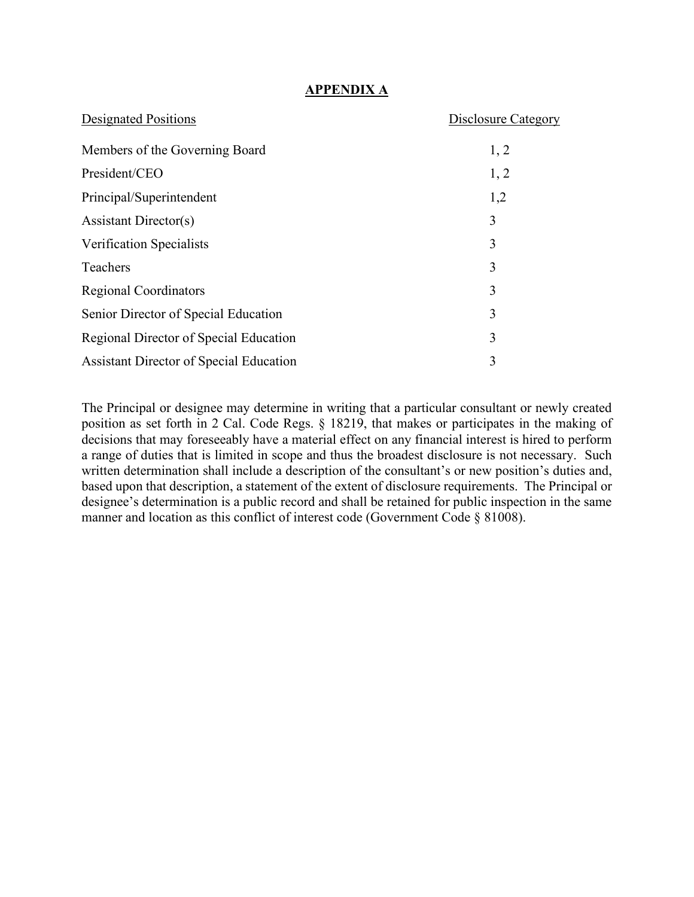## APPENDIX A

| Designated Positions | Disclosure Category |
| --- | --- |
| Members of the Governing Board | 1, 2 |
| President/CEO | 1, 2 |
| Principal/Superintendent | 1,2 |
| Assistant Director(s) | 3 |
| Verification Specialists | 3 |
| Teachers | 3 |
| Regional Coordinators | 3 |
| Senior Director of Special Education | 3 |
| Regional Director of Special Education | 3 |
| Assistant Director of Special Education | 3 |

The Principal or designee may determine in writing that a particular consultant or newly created position as set forth in 2 Cal. Code Regs. § 18219, that makes or participates in the making of decisions that may foreseeably have a material effect on any financial interest is hired to perform a range of duties that is limited in scope and thus the broadest disclosure is not necessary. Such written determination shall include a description of the consultant's or new position's duties and, based upon that description, a statement of the extent of disclosure requirements. The Principal or designee's determination is a public record and shall be retained for public inspection in the same manner and location as this conflict of interest code (Government Code § 81008).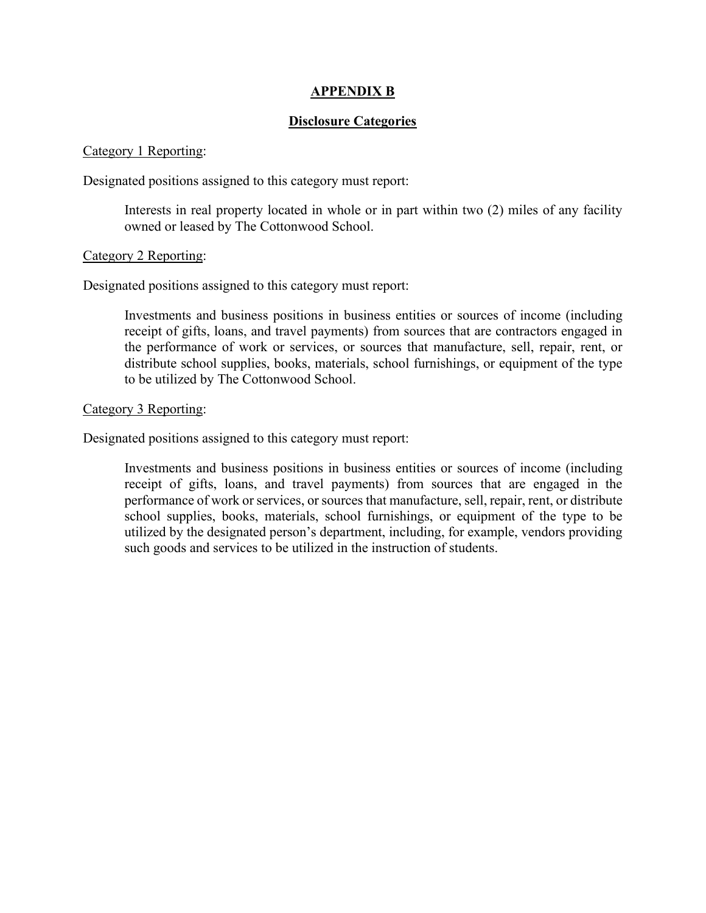## APPENDIX B

## Disclosure Categories

Category 1 Reporting:

Designated positions assigned to this category must report:

> Interests in real property located in whole or in part within two (2) miles of any facility owned or leased by The Cottonwood School.

Category 2 Reporting:

Designated positions assigned to this category must report:

> Investments and business positions in business entities or sources of income (including receipt of gifts, loans, and travel payments) from sources that are contractors engaged in the performance of work or services, or sources that manufacture, sell, repair, rent, or distribute school supplies, books, materials, school furnishings, or equipment of the type to be utilized by The Cottonwood School.

Category 3 Reporting:

Designated positions assigned to this category must report:

> Investments and business positions in business entities or sources of income (including receipt of gifts, loans, and travel payments) from sources that are engaged in the performance of work or services, or sources that manufacture, sell, repair, rent, or distribute school supplies, books, materials, school furnishings, or equipment of the type to be utilized by the designated person's department, including, for example, vendors providing such goods and services to be utilized in the instruction of students.